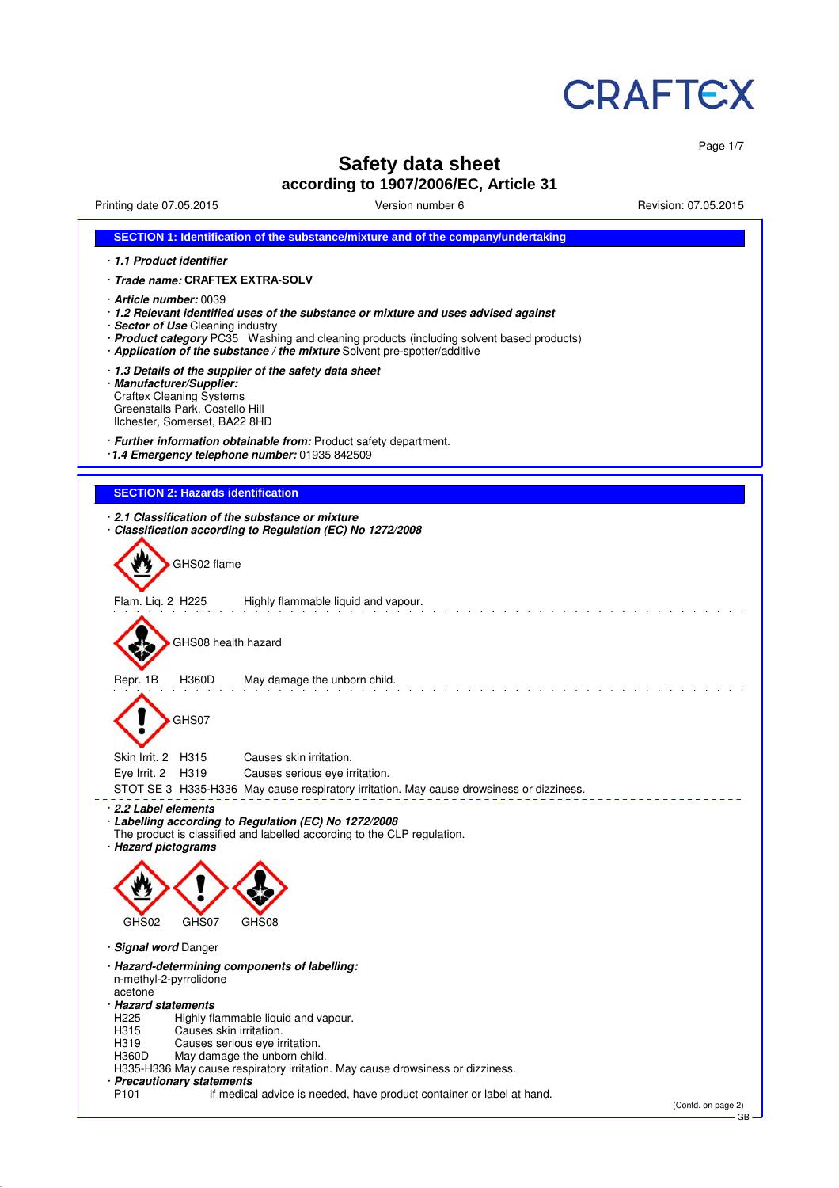CRAFTEX

# Safety data sheet

## according to 1907/2006/EC, Article 31

Printing date 07.05.2015 | Version number 6 | Revision: 07.05.2015

### SECTION 1: Identification of the substance/mixture and of the company/undertaking

· ***1.1 Product identifier***

· ***Trade name:*** **CRAFTEX EXTRA-SOLV**

· ***Article number:*** 0039
· ***1.2 Relevant identified uses of the substance or mixture and uses advised against***
· ***Sector of Use*** Cleaning industry
· ***Product category*** PC35 Washing and cleaning products (including solvent based products)
· ***Application of the substance / the mixture*** Solvent pre-spotter/additive

· ***1.3 Details of the supplier of the safety data sheet***
· ***Manufacturer/Supplier:***
Craftex Cleaning Systems
Greenstalls Park, Costello Hill
Ilchester, Somerset, BA22 8HD

· ***Further information obtainable from:*** Product safety department.
· ***1.4 Emergency telephone number:*** 01935 842509

### SECTION 2: Hazards identification

· ***2.1 Classification of the substance or mixture***
· ***Classification according to Regulation (EC) No 1272/2008***

GHS02 flame

Flam. Liq. 2 H225 Highly flammable liquid and vapour.

GHS08 health hazard

Repr. 1B H360D May damage the unborn child.

GHS07

Skin Irrit. 2 H315 Causes skin irritation.
Eye Irrit. 2 H319 Causes serious eye irritation.
STOT SE 3 H335-H336 May cause respiratory irritation. May cause drowsiness or dizziness.

· ***2.2 Label elements***
· ***Labelling according to Regulation (EC) No 1272/2008***
The product is classified and labelled according to the CLP regulation.
· ***Hazard pictograms***

GHS02 GHS07 GHS08

· ***Signal word*** Danger

· ***Hazard-determining components of labelling:***
n-methyl-2-pyrrolidone
acetone
· ***Hazard statements***
H225 Highly flammable liquid and vapour.
H315 Causes skin irritation.
H319 Causes serious eye irritation.
H360D May damage the unborn child.
H335-H336 May cause respiratory irritation. May cause drowsiness or dizziness.
· ***Precautionary statements***
P101 If medical advice is needed, have product container or label at hand.

(Contd. on page 2)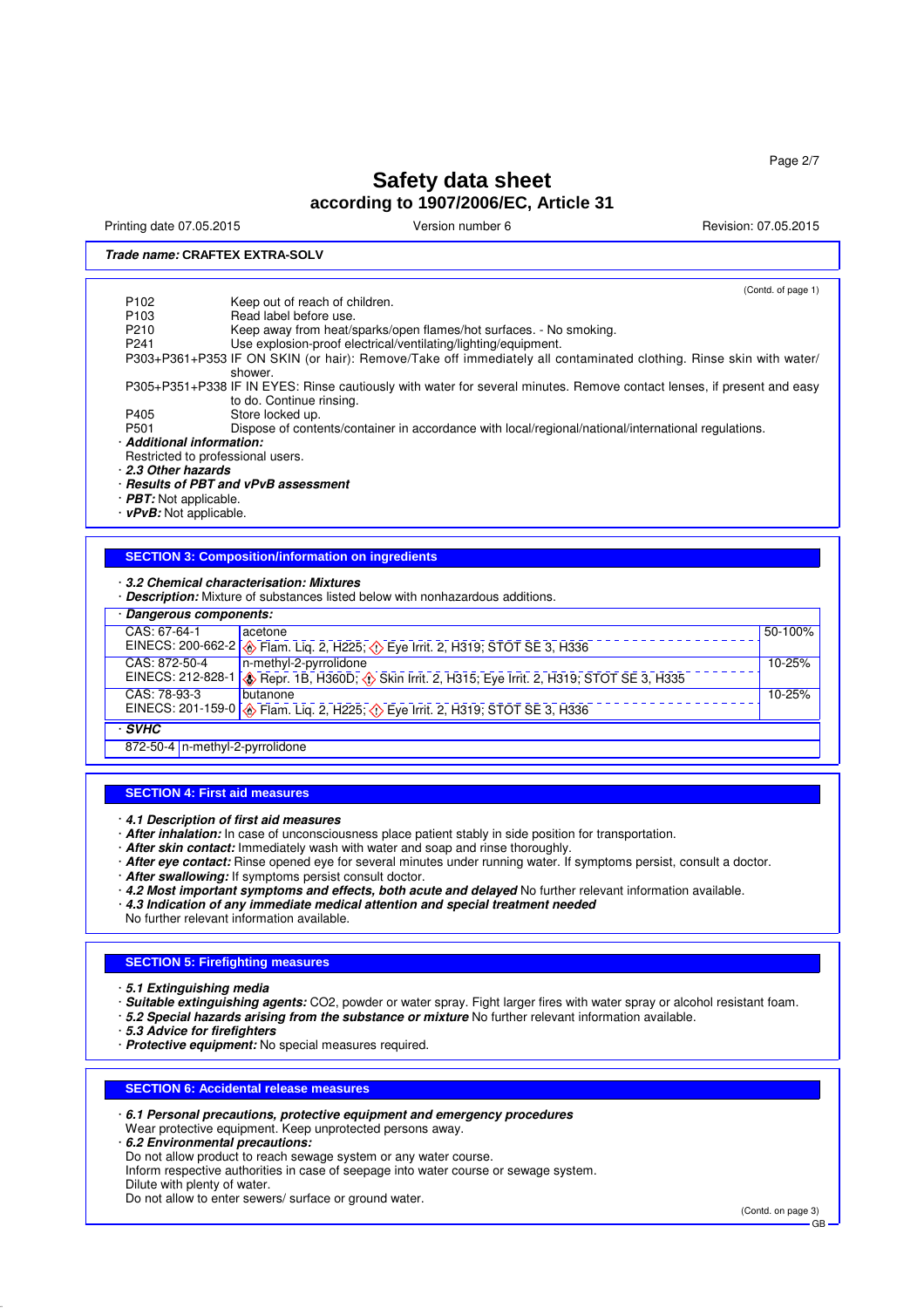# Safety data sheet
## according to 1907/2006/EC, Article 31

Printing date 07.05.2015 | Version number 6 | Revision: 07.05.2015

**Trade name: CRAFTEX EXTRA-SOLV**

(Contd. of page 1)

| | |
|---|---|
| P102 | Keep out of reach of children. |
| P103 | Read label before use. |
| P210 | Keep away from heat/sparks/open flames/hot surfaces. - No smoking. |
| P241 | Use explosion-proof electrical/ventilating/lighting/equipment. |
| P303+P361+P353 | IF ON SKIN (or hair): Remove/Take off immediately all contaminated clothing. Rinse skin with water/shower. |
| P305+P351+P338 | IF IN EYES: Rinse cautiously with water for several minutes. Remove contact lenses, if present and easy to do. Continue rinsing. |
| P405 | Store locked up. |
| P501 | Dispose of contents/container in accordance with local/regional/national/international regulations. |

· ***Additional information:***
Restricted to professional users.
· ***2.3 Other hazards***
· ***Results of PBT and vPvB assessment***
· ***PBT:*** Not applicable.
· ***vPvB:*** Not applicable.

## SECTION 3: Composition/information on ingredients

· ***3.2 Chemical characterisation: Mixtures***
· ***Description:*** Mixture of substances listed below with nonhazardous additions.

· ***Dangerous components:***

| Identifiers | Substance / Classification | % |
|---|---|---|
| CAS: 67-64-1<br>EINECS: 200-662-2 | acetone<br>Flam. Liq. 2, H225; Eye Irrit. 2, H319; STOT SE 3, H336 | 50-100% |
| CAS: 872-50-4<br>EINECS: 212-828-1 | n-methyl-2-pyrrolidone<br>Repr. 1B, H360D; Skin Irrit. 2, H315; Eye Irrit. 2, H319; STOT SE 3, H335 | 10-25% |
| CAS: 78-93-3<br>EINECS: 201-159-0 | butanone<br>Flam. Liq. 2, H225; Eye Irrit. 2, H319; STOT SE 3, H336 | 10-25% |

· ***SVHC***

| | |
|---|---|
| 872-50-4 | n-methyl-2-pyrrolidone |

## SECTION 4: First aid measures

· ***4.1 Description of first aid measures***
· ***After inhalation:*** In case of unconsciousness place patient stably in side position for transportation.
· ***After skin contact:*** Immediately wash with water and soap and rinse thoroughly.
· ***After eye contact:*** Rinse opened eye for several minutes under running water. If symptoms persist, consult a doctor.
· ***After swallowing:*** If symptoms persist consult doctor.
· ***4.2 Most important symptoms and effects, both acute and delayed*** No further relevant information available.
· ***4.3 Indication of any immediate medical attention and special treatment needed***
No further relevant information available.

## SECTION 5: Firefighting measures

· ***5.1 Extinguishing media***
· ***Suitable extinguishing agents:*** CO2, powder or water spray. Fight larger fires with water spray or alcohol resistant foam.
· ***5.2 Special hazards arising from the substance or mixture*** No further relevant information available.
· ***5.3 Advice for firefighters***
· ***Protective equipment:*** No special measures required.

## SECTION 6: Accidental release measures

· ***6.1 Personal precautions, protective equipment and emergency procedures***
Wear protective equipment. Keep unprotected persons away.
· ***6.2 Environmental precautions:***
Do not allow product to reach sewage system or any water course.
Inform respective authorities in case of seepage into water course or sewage system.
Dilute with plenty of water.
Do not allow to enter sewers/ surface or ground water.

(Contd. on page 3)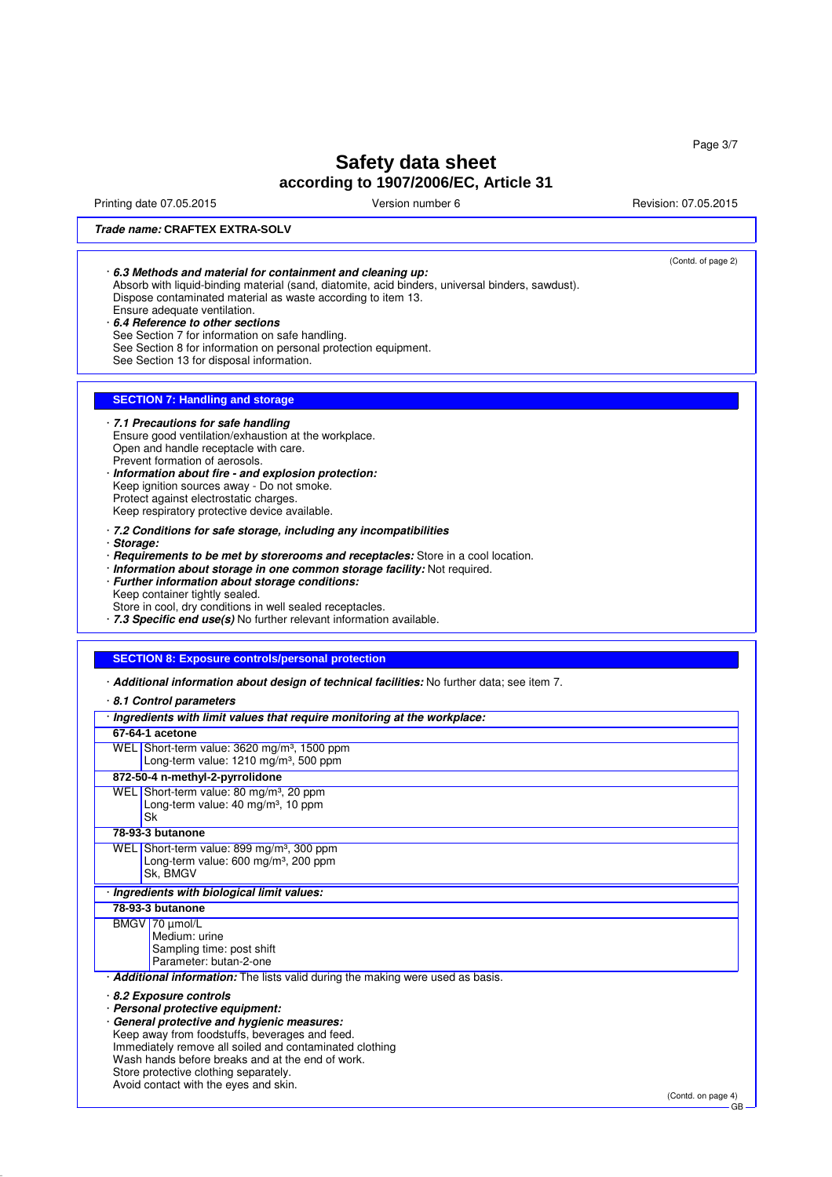Trade name: **CRAFTEX EXTRA-SOLV**

(Contd. of page 2)

· ***6.3 Methods and material for containment and cleaning up:***
Absorb with liquid-binding material (sand, diatomite, acid binders, universal binders, sawdust).
Dispose contaminated material as waste according to item 13.
Ensure adequate ventilation.
· ***6.4 Reference to other sections***
See Section 7 for information on safe handling.
See Section 8 for information on personal protection equipment.
See Section 13 for disposal information.

## SECTION 7: Handling and storage

· ***7.1 Precautions for safe handling***
Ensure good ventilation/exhaustion at the workplace.
Open and handle receptacle with care.
Prevent formation of aerosols.
· ***Information about fire - and explosion protection:***
Keep ignition sources away - Do not smoke.
Protect against electrostatic charges.
Keep respiratory protective device available.

· ***7.2 Conditions for safe storage, including any incompatibilities***
· ***Storage:***
· ***Requirements to be met by storerooms and receptacles:*** Store in a cool location.
· ***Information about storage in one common storage facility:*** Not required.
· ***Further information about storage conditions:***
Keep container tightly sealed.
Store in cool, dry conditions in well sealed receptacles.
· ***7.3 Specific end use(s)*** No further relevant information available.

## SECTION 8: Exposure controls/personal protection

· ***Additional information about design of technical facilities:*** No further data; see item 7.

· ***8.1 Control parameters***

| · ***Ingredients with limit values that require monitoring at the workplace:*** | |
|---|---|
| **67-64-1 acetone** | |
| WEL | Short-term value: 3620 mg/m³, 1500 ppm<br>Long-term value: 1210 mg/m³, 500 ppm |
| **872-50-4 n-methyl-2-pyrrolidone** | |
| WEL | Short-term value: 80 mg/m³, 20 ppm<br>Long-term value: 40 mg/m³, 10 ppm<br>Sk |
| **78-93-3 butanone** | |
| WEL | Short-term value: 899 mg/m³, 300 ppm<br>Long-term value: 600 mg/m³, 200 ppm<br>Sk, BMGV |

| · ***Ingredients with biological limit values:*** | |
|---|---|
| **78-93-3 butanone** | |
| BMGV | 70 µmol/L<br>Medium: urine<br>Sampling time: post shift<br>Parameter: butan-2-one |

· ***Additional information:*** The lists valid during the making were used as basis.

· ***8.2 Exposure controls***
· ***Personal protective equipment:***
· ***General protective and hygienic measures:***
Keep away from foodstuffs, beverages and feed.
Immediately remove all soiled and contaminated clothing
Wash hands before breaks and at the end of work.
Store protective clothing separately.
Avoid contact with the eyes and skin.

(Contd. on page 4)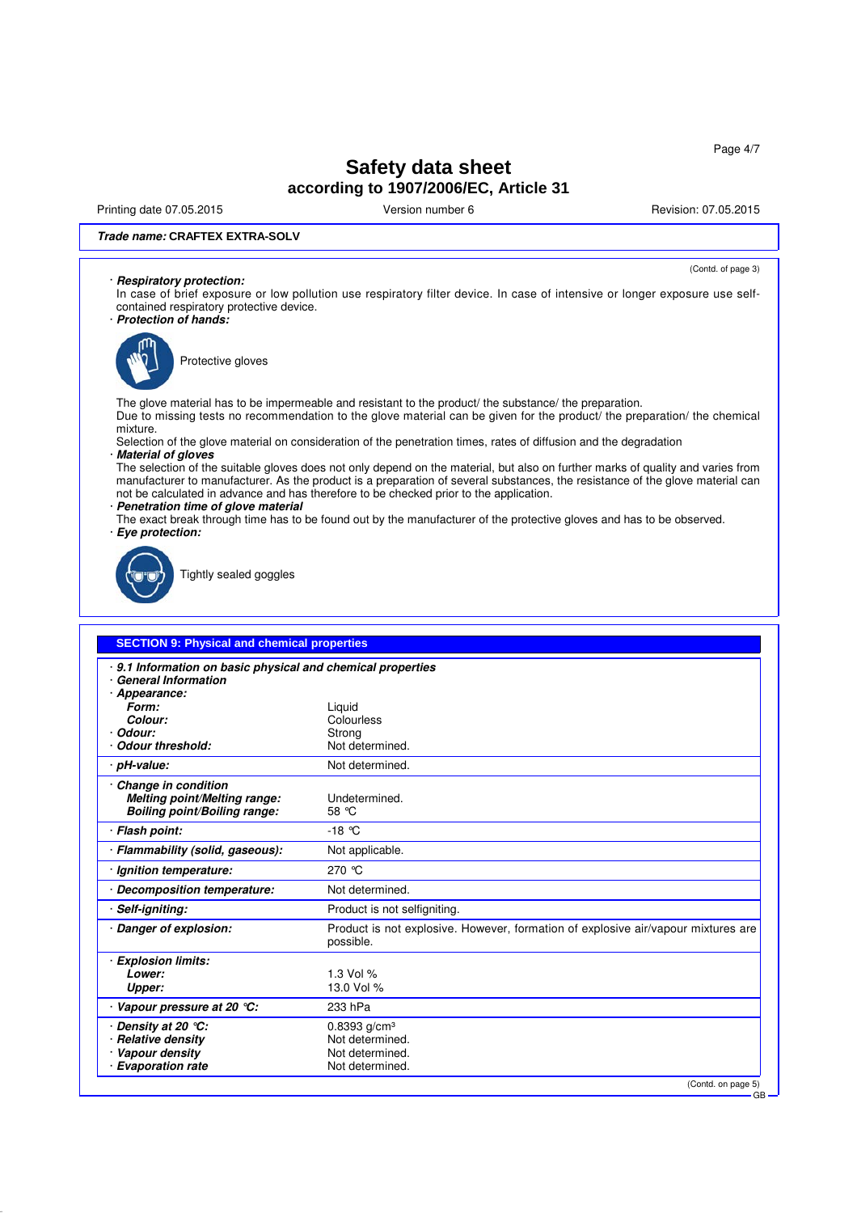**Trade name:** ***CRAFTEX EXTRA-SOLV***

(Contd. of page 3)

· ***Respiratory protection:***
In case of brief exposure or low pollution use respiratory filter device. In case of intensive or longer exposure use self-contained respiratory protective device.

· ***Protection of hands:***

Protective gloves

The glove material has to be impermeable and resistant to the product/ the substance/ the preparation.
Due to missing tests no recommendation to the glove material can be given for the product/ the preparation/ the chemical mixture.
Selection of the glove material on consideration of the penetration times, rates of diffusion and the degradation

· ***Material of gloves***
The selection of the suitable gloves does not only depend on the material, but also on further marks of quality and varies from manufacturer to manufacturer. As the product is a preparation of several substances, the resistance of the glove material can not be calculated in advance and has therefore to be checked prior to the application.

· ***Penetration time of glove material***
The exact break through time has to be found out by the manufacturer of the protective gloves and has to be observed.

· ***Eye protection:***

Tightly sealed goggles

## SECTION 9: Physical and chemical properties

| | |
|---|---|
| · ***9.1 Information on basic physical and chemical properties*** | |
| · ***General Information*** | |
| · ***Appearance:*** | |
| ***Form:*** | Liquid |
| ***Colour:*** | Colourless |
| · ***Odour:*** | Strong |
| · ***Odour threshold:*** | Not determined. |
| · ***pH-value:*** | Not determined. |
| · ***Change in condition*** | |
| ***Melting point/Melting range:*** | Undetermined. |
| ***Boiling point/Boiling range:*** | 58 °C |
| · ***Flash point:*** | -18 °C |
| · ***Flammability (solid, gaseous):*** | Not applicable. |
| · ***Ignition temperature:*** | 270 °C |
| · ***Decomposition temperature:*** | Not determined. |
| · ***Self-igniting:*** | Product is not selfigniting. |
| · ***Danger of explosion:*** | Product is not explosive. However, formation of explosive air/vapour mixtures are possible. |
| · ***Explosion limits:*** | |
| ***Lower:*** | 1.3 Vol % |
| ***Upper:*** | 13.0 Vol % |
| · ***Vapour pressure at 20 °C:*** | 233 hPa |
| · ***Density at 20 °C:*** | 0.8393 g/cm³ |
| · ***Relative density*** | Not determined. |
| · ***Vapour density*** | Not determined. |
| · ***Evaporation rate*** | Not determined. |

(Contd. on page 5)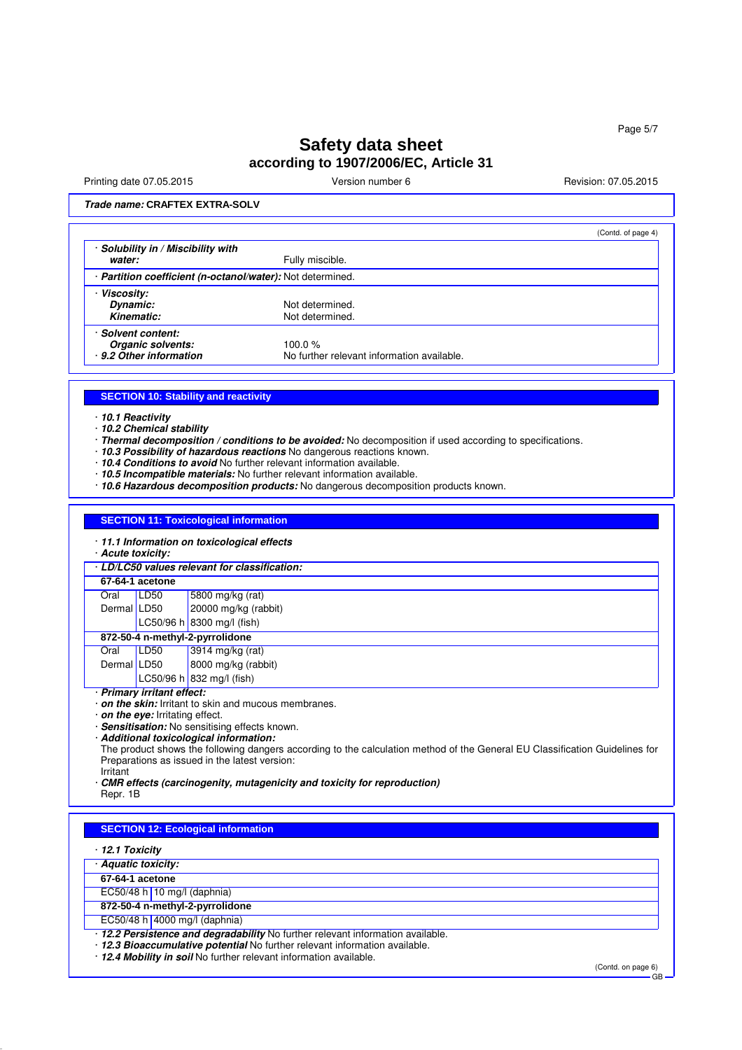Trade name: **CRAFTEX EXTRA-SOLV**

(Contd. of page 4)

| | |
|---|---|
| · ***Solubility in / Miscibility with water:*** | Fully miscible. |
| · ***Partition coefficient (n-octanol/water):*** | Not determined. |
| · ***Viscosity:*** | |
| ***Dynamic:*** | Not determined. |
| ***Kinematic:*** | Not determined. |
| · ***Solvent content:*** | |
| ***Organic solvents:*** | 100.0 % |
| · ***9.2 Other information*** | No further relevant information available. |

## SECTION 10: Stability and reactivity

· ***10.1 Reactivity***
· ***10.2 Chemical stability***
· ***Thermal decomposition / conditions to be avoided:*** No decomposition if used according to specifications.
· ***10.3 Possibility of hazardous reactions*** No dangerous reactions known.
· ***10.4 Conditions to avoid*** No further relevant information available.
· ***10.5 Incompatible materials:*** No further relevant information available.
· ***10.6 Hazardous decomposition products:*** No dangerous decomposition products known.

## SECTION 11: Toxicological information

· ***11.1 Information on toxicological effects***
· ***Acute toxicity:***

· ***LD/LC50 values relevant for classification:***

| | | |
|---|---|---|
| **67-64-1 acetone** | | |
| Oral | LD50 | 5800 mg/kg (rat) |
| Dermal | LD50 | 20000 mg/kg (rabbit) |
| | LC50/96 h | 8300 mg/l (fish) |
| **872-50-4 n-methyl-2-pyrrolidone** | | |
| Oral | LD50 | 3914 mg/kg (rat) |
| Dermal | LD50 | 8000 mg/kg (rabbit) |
| | LC50/96 h | 832 mg/l (fish) |

· ***Primary irritant effect:***
· ***on the skin:*** Irritant to skin and mucous membranes.
· ***on the eye:*** Irritating effect.
· ***Sensitisation:*** No sensitising effects known.
· ***Additional toxicological information:***
The product shows the following dangers according to the calculation method of the General EU Classification Guidelines for Preparations as issued in the latest version:
Irritant
· ***CMR effects (carcinogenity, mutagenicity and toxicity for reproduction)***
Repr. 1B

## SECTION 12: Ecological information

· ***12.1 Toxicity***

· ***Aquatic toxicity:***

| | |
|---|---|
| **67-64-1 acetone** | |
| EC50/48 h | 10 mg/l (daphnia) |
| **872-50-4 n-methyl-2-pyrrolidone** | |
| EC50/48 h | 4000 mg/l (daphnia) |

· ***12.2 Persistence and degradability*** No further relevant information available.
· ***12.3 Bioaccumulative potential*** No further relevant information available.
· ***12.4 Mobility in soil*** No further relevant information available.

(Contd. on page 6)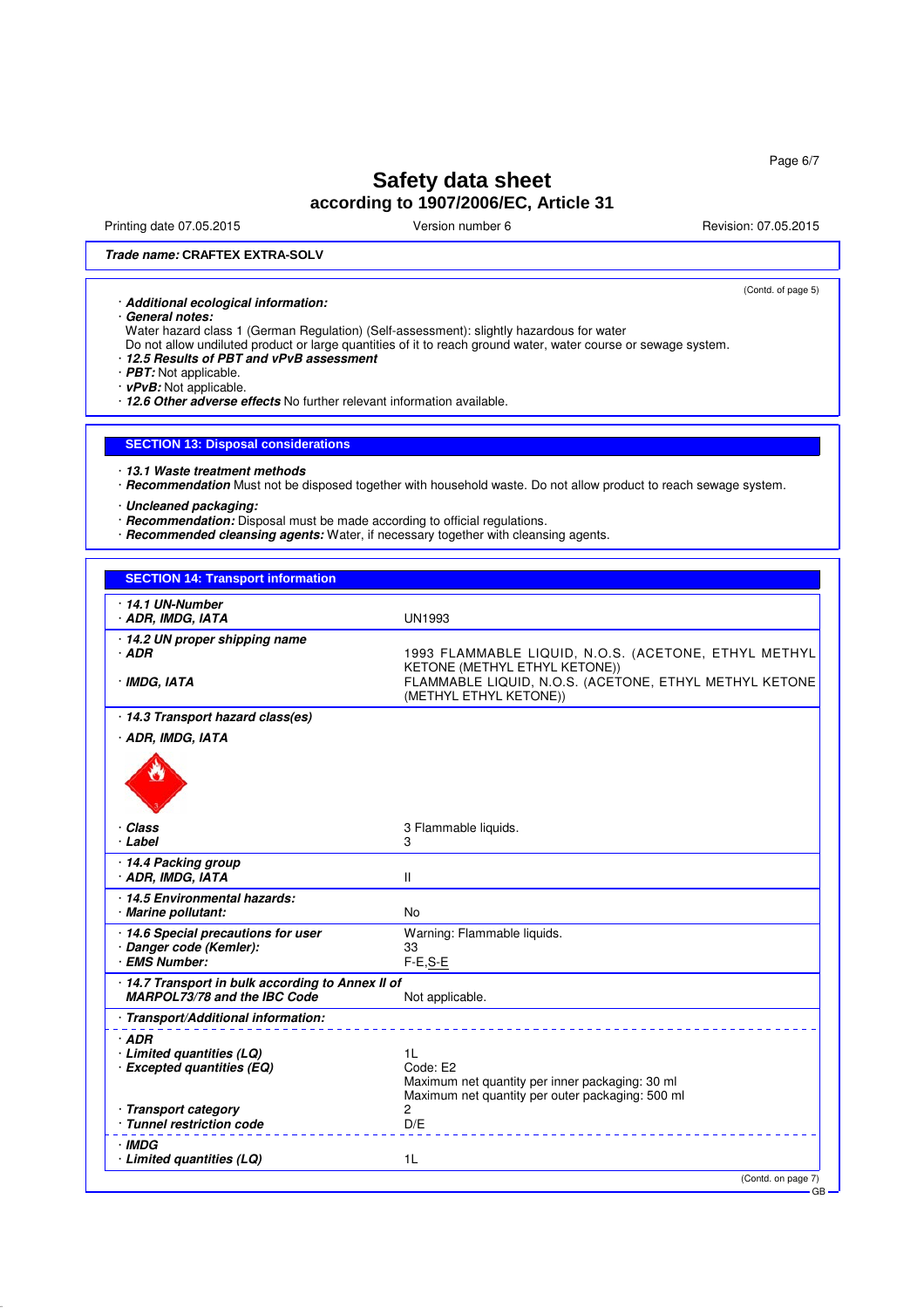**Trade name: CRAFTEX EXTRA-SOLV**

(Contd. of page 5)

- ***Additional ecological information:***
- ***General notes:***
  Water hazard class 1 (German Regulation) (Self-assessment): slightly hazardous for water
  Do not allow undiluted product or large quantities of it to reach ground water, water course or sewage system.
- ***12.5 Results of PBT and vPvB assessment***
- ***PBT:*** Not applicable.
- ***vPvB:*** Not applicable.
- ***12.6 Other adverse effects*** No further relevant information available.

## SECTION 13: Disposal considerations

- ***13.1 Waste treatment methods***
- ***Recommendation*** Must not be disposed together with household waste. Do not allow product to reach sewage system.

- ***Uncleaned packaging:***
- ***Recommendation:*** Disposal must be made according to official regulations.
- ***Recommended cleansing agents:*** Water, if necessary together with cleansing agents.

## SECTION 14: Transport information

| | |
|---|---|
| ***14.1 UN-Number*** | |
| ***ADR, IMDG, IATA*** | UN1993 |
| ***14.2 UN proper shipping name*** | |
| ***ADR*** | 1993 FLAMMABLE LIQUID, N.O.S. (ACETONE, ETHYL METHYL KETONE (METHYL ETHYL KETONE)) |
| ***IMDG, IATA*** | FLAMMABLE LIQUID, N.O.S. (ACETONE, ETHYL METHYL KETONE (METHYL ETHYL KETONE)) |
| ***14.3 Transport hazard class(es)*** | |
| ***ADR, IMDG, IATA*** | |
| ***Class*** | 3 Flammable liquids. |
| ***Label*** | 3 |
| ***14.4 Packing group*** | |
| ***ADR, IMDG, IATA*** | II |
| ***14.5 Environmental hazards:*** | |
| ***Marine pollutant:*** | No |
| ***14.6 Special precautions for user*** | Warning: Flammable liquids. |
| ***Danger code (Kemler):*** | 33 |
| ***EMS Number:*** | F-E,S-E |
| ***14.7 Transport in bulk according to Annex II of MARPOL73/78 and the IBC Code*** | Not applicable. |
| ***Transport/Additional information:*** | |
| ***ADR*** | |
| ***Limited quantities (LQ)*** | 1L |
| ***Excepted quantities (EQ)*** | Code: E2<br>Maximum net quantity per inner packaging: 30 ml<br>Maximum net quantity per outer packaging: 500 ml |
| ***Transport category*** | 2 |
| ***Tunnel restriction code*** | D/E |
| ***IMDG*** | |
| ***Limited quantities (LQ)*** | 1L |

(Contd. on page 7)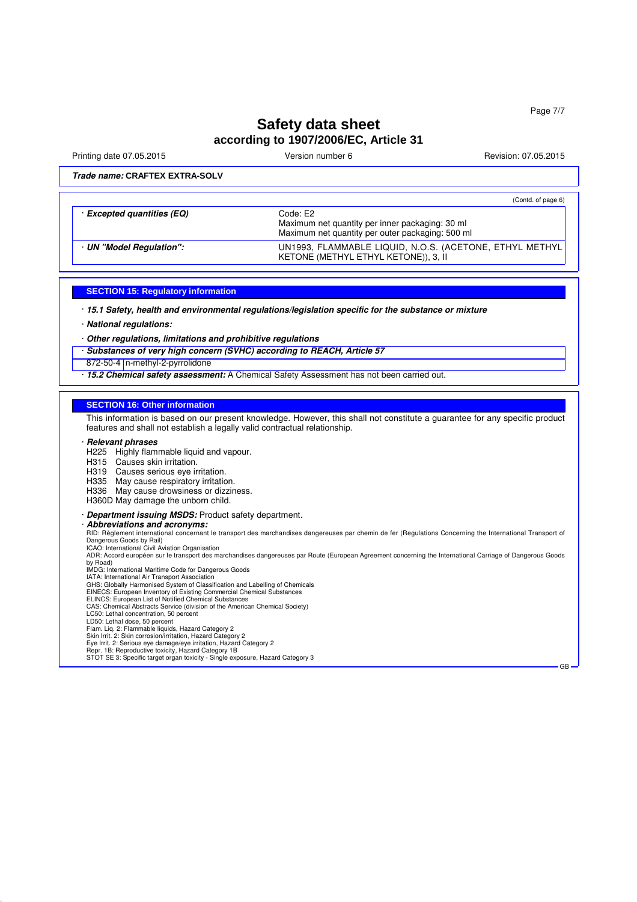**Trade name:** **CRAFTEX EXTRA-SOLV**

(Contd. of page 6)

| | |
|---|---|
| · ***Excepted quantities (EQ)*** | Code: E2<br>Maximum net quantity per inner packaging: 30 ml<br>Maximum net quantity per outer packaging: 500 ml |
| · ***UN "Model Regulation":*** | UN1993, FLAMMABLE LIQUID, N.O.S. (ACETONE, ETHYL METHYL KETONE (METHYL ETHYL KETONE)), 3, II |

## SECTION 15: Regulatory information

· ***15.1 Safety, health and environmental regulations/legislation specific for the substance or mixture***

· ***National regulations:***

· ***Other regulations, limitations and prohibitive regulations***

| · ***Substances of very high concern (SVHC) according to REACH, Article 57*** | |
|---|---|
| 872-50-4 | n-methyl-2-pyrrolidone |

· ***15.2 Chemical safety assessment:*** A Chemical Safety Assessment has not been carried out.

## SECTION 16: Other information

This information is based on our present knowledge. However, this shall not constitute a guarantee for any specific product features and shall not establish a legally valid contractual relationship.

· ***Relevant phrases***

H225 Highly flammable liquid and vapour.
H315 Causes skin irritation.
H319 Causes serious eye irritation.
H335 May cause respiratory irritation.
H336 May cause drowsiness or dizziness.
H360D May damage the unborn child.

· ***Department issuing MSDS:*** Product safety department.

· ***Abbreviations and acronyms:***

RID: Règlement international concernant le transport des marchandises dangereuses par chemin de fer (Regulations Concerning the International Transport of Dangerous Goods by Rail)
ICAO: International Civil Aviation Organisation
ADR: Accord européen sur le transport des marchandises dangereuses par Route (European Agreement concerning the International Carriage of Dangerous Goods by Road)
IMDG: International Maritime Code for Dangerous Goods
IATA: International Air Transport Association
GHS: Globally Harmonised System of Classification and Labelling of Chemicals
EINECS: European Inventory of Existing Commercial Chemical Substances
ELINCS: European List of Notified Chemical Substances
CAS: Chemical Abstracts Service (division of the American Chemical Society)
LC50: Lethal concentration, 50 percent
LD50: Lethal dose, 50 percent
Flam. Liq. 2: Flammable liquids, Hazard Category 2
Skin Irrit. 2: Skin corrosion/irritation, Hazard Category 2
Eye Irrit. 2: Serious eye damage/eye irritation, Hazard Category 2
Repr. 1B: Reproductive toxicity, Hazard Category 1B
STOT SE 3: Specific target organ toxicity - Single exposure, Hazard Category 3